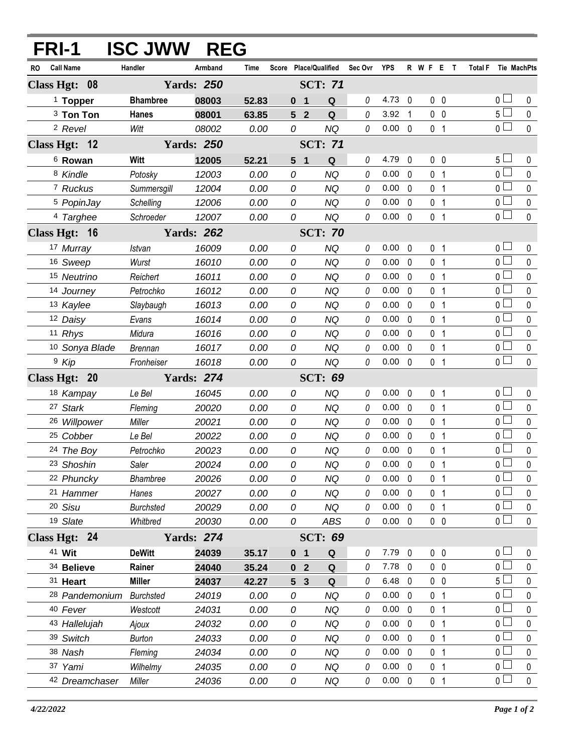# FRI-1 ISC JWW REG

| RO | Call Name | Handler | Armband | Time | Score | Place/Qualified | | Sec Ovr | YPS | R | W | F | E | T | Total F | Tie | MachPts |
|---|---|---|---|---|---|---|---|---|---|---|---|---|---|---|---|---|---|
| **Class Hgt: 08** | | **Yards: 250** | | | **SCT: 71** | | | | | | | | | | | | |
| 1 | **Topper** | **Bhambree** | **08003** | **52.83** | **0** | **1** | **Q** | 0 | 4.73 | 0 | | 0 | 0 | | 0 | ☐ | 0 |
| 3 | **Ton Ton** | **Hanes** | **08001** | **63.85** | **5** | **2** | **Q** | 0 | 3.92 | 1 | | 0 | 0 | | 5 | ☐ | 0 |
| 2 | Revel | Witt | 08002 | 0.00 | 0 | | NQ | 0 | 0.00 | 0 | | 0 | 1 | | 0 | ☐ | 0 |
| **Class Hgt: 12** | | **Yards: 250** | | | **SCT: 71** | | | | | | | | | | | | |
| 6 | **Rowan** | **Witt** | **12005** | **52.21** | **5** | **1** | **Q** | 0 | 4.79 | 0 | | 0 | 0 | | 5 | ☐ | 0 |
| 8 | Kindle | Potosky | 12003 | 0.00 | 0 | | NQ | 0 | 0.00 | 0 | | 0 | 1 | | 0 | ☐ | 0 |
| 7 | Ruckus | Summersgill | 12004 | 0.00 | 0 | | NQ | 0 | 0.00 | 0 | | 0 | 1 | | 0 | ☐ | 0 |
| 5 | PopinJay | Schelling | 12006 | 0.00 | 0 | | NQ | 0 | 0.00 | 0 | | 0 | 1 | | 0 | ☐ | 0 |
| 4 | Targhee | Schroeder | 12007 | 0.00 | 0 | | NQ | 0 | 0.00 | 0 | | 0 | 1 | | 0 | ☐ | 0 |
| **Class Hgt: 16** | | **Yards: 262** | | | **SCT: 70** | | | | | | | | | | | | |
| 17 | Murray | Istvan | 16009 | 0.00 | 0 | | NQ | 0 | 0.00 | 0 | | 0 | 1 | | 0 | ☐ | 0 |
| 16 | Sweep | Wurst | 16010 | 0.00 | 0 | | NQ | 0 | 0.00 | 0 | | 0 | 1 | | 0 | ☐ | 0 |
| 15 | Neutrino | Reichert | 16011 | 0.00 | 0 | | NQ | 0 | 0.00 | 0 | | 0 | 1 | | 0 | ☐ | 0 |
| 14 | Journey | Petrochko | 16012 | 0.00 | 0 | | NQ | 0 | 0.00 | 0 | | 0 | 1 | | 0 | ☐ | 0 |
| 13 | Kaylee | Slaybaugh | 16013 | 0.00 | 0 | | NQ | 0 | 0.00 | 0 | | 0 | 1 | | 0 | ☐ | 0 |
| 12 | Daisy | Evans | 16014 | 0.00 | 0 | | NQ | 0 | 0.00 | 0 | | 0 | 1 | | 0 | ☐ | 0 |
| 11 | Rhys | Midura | 16016 | 0.00 | 0 | | NQ | 0 | 0.00 | 0 | | 0 | 1 | | 0 | ☐ | 0 |
| 10 | Sonya Blade | Brennan | 16017 | 0.00 | 0 | | NQ | 0 | 0.00 | 0 | | 0 | 1 | | 0 | ☐ | 0 |
| 9 | Kip | Fronheiser | 16018 | 0.00 | 0 | | NQ | 0 | 0.00 | 0 | | 0 | 1 | | 0 | ☐ | 0 |
| **Class Hgt: 20** | | **Yards: 274** | | | **SCT: 69** | | | | | | | | | | | | |
| 18 | Kampay | Le Bel | 16045 | 0.00 | 0 | | NQ | 0 | 0.00 | 0 | | 0 | 1 | | 0 | ☐ | 0 |
| 27 | Stark | Fleming | 20020 | 0.00 | 0 | | NQ | 0 | 0.00 | 0 | | 0 | 1 | | 0 | ☐ | 0 |
| 26 | Willpower | Miller | 20021 | 0.00 | 0 | | NQ | 0 | 0.00 | 0 | | 0 | 1 | | 0 | ☐ | 0 |
| 25 | Cobber | Le Bel | 20022 | 0.00 | 0 | | NQ | 0 | 0.00 | 0 | | 0 | 1 | | 0 | ☐ | 0 |
| 24 | The Boy | Petrochko | 20023 | 0.00 | 0 | | NQ | 0 | 0.00 | 0 | | 0 | 1 | | 0 | ☐ | 0 |
| 23 | Shoshin | Saler | 20024 | 0.00 | 0 | | NQ | 0 | 0.00 | 0 | | 0 | 1 | | 0 | ☐ | 0 |
| 22 | Phuncky | Bhambree | 20026 | 0.00 | 0 | | NQ | 0 | 0.00 | 0 | | 0 | 1 | | 0 | ☐ | 0 |
| 21 | Hammer | Hanes | 20027 | 0.00 | 0 | | NQ | 0 | 0.00 | 0 | | 0 | 1 | | 0 | ☐ | 0 |
| 20 | Sisu | Burchsted | 20029 | 0.00 | 0 | | NQ | 0 | 0.00 | 0 | | 0 | 1 | | 0 | ☐ | 0 |
| 19 | Slate | Whitbred | 20030 | 0.00 | 0 | | ABS | 0 | 0.00 | 0 | | 0 | 0 | | 0 | ☐ | 0 |
| **Class Hgt: 24** | | **Yards: 274** | | | **SCT: 69** | | | | | | | | | | | | |
| 41 | **Wit** | **DeWitt** | **24039** | **35.17** | **0** | **1** | **Q** | 0 | 7.79 | 0 | | 0 | 0 | | 0 | ☐ | 0 |
| 34 | **Believe** | **Rainer** | **24040** | **35.24** | **0** | **2** | **Q** | 0 | 7.78 | 0 | | 0 | 0 | | 0 | ☐ | 0 |
| 31 | **Heart** | **Miller** | **24037** | **42.27** | **5** | **3** | **Q** | 0 | 6.48 | 0 | | 0 | 0 | | 5 | ☐ | 0 |
| 28 | Pandemonium | Burchsted | 24019 | 0.00 | 0 | | NQ | 0 | 0.00 | 0 | | 0 | 1 | | 0 | ☐ | 0 |
| 40 | Fever | Westcott | 24031 | 0.00 | 0 | | NQ | 0 | 0.00 | 0 | | 0 | 1 | | 0 | ☐ | 0 |
| 43 | Hallelujah | Ajoux | 24032 | 0.00 | 0 | | NQ | 0 | 0.00 | 0 | | 0 | 1 | | 0 | ☐ | 0 |
| 39 | Switch | Burton | 24033 | 0.00 | 0 | | NQ | 0 | 0.00 | 0 | | 0 | 1 | | 0 | ☐ | 0 |
| 38 | Nash | Fleming | 24034 | 0.00 | 0 | | NQ | 0 | 0.00 | 0 | | 0 | 1 | | 0 | ☐ | 0 |
| 37 | Yami | Wilhelmy | 24035 | 0.00 | 0 | | NQ | 0 | 0.00 | 0 | | 0 | 1 | | 0 | ☐ | 0 |
| 42 | Dreamchaser | Miller | 24036 | 0.00 | 0 | | NQ | 0 | 0.00 | 0 | | 0 | 1 | | 0 | ☐ | 0 |

*4/22/2022*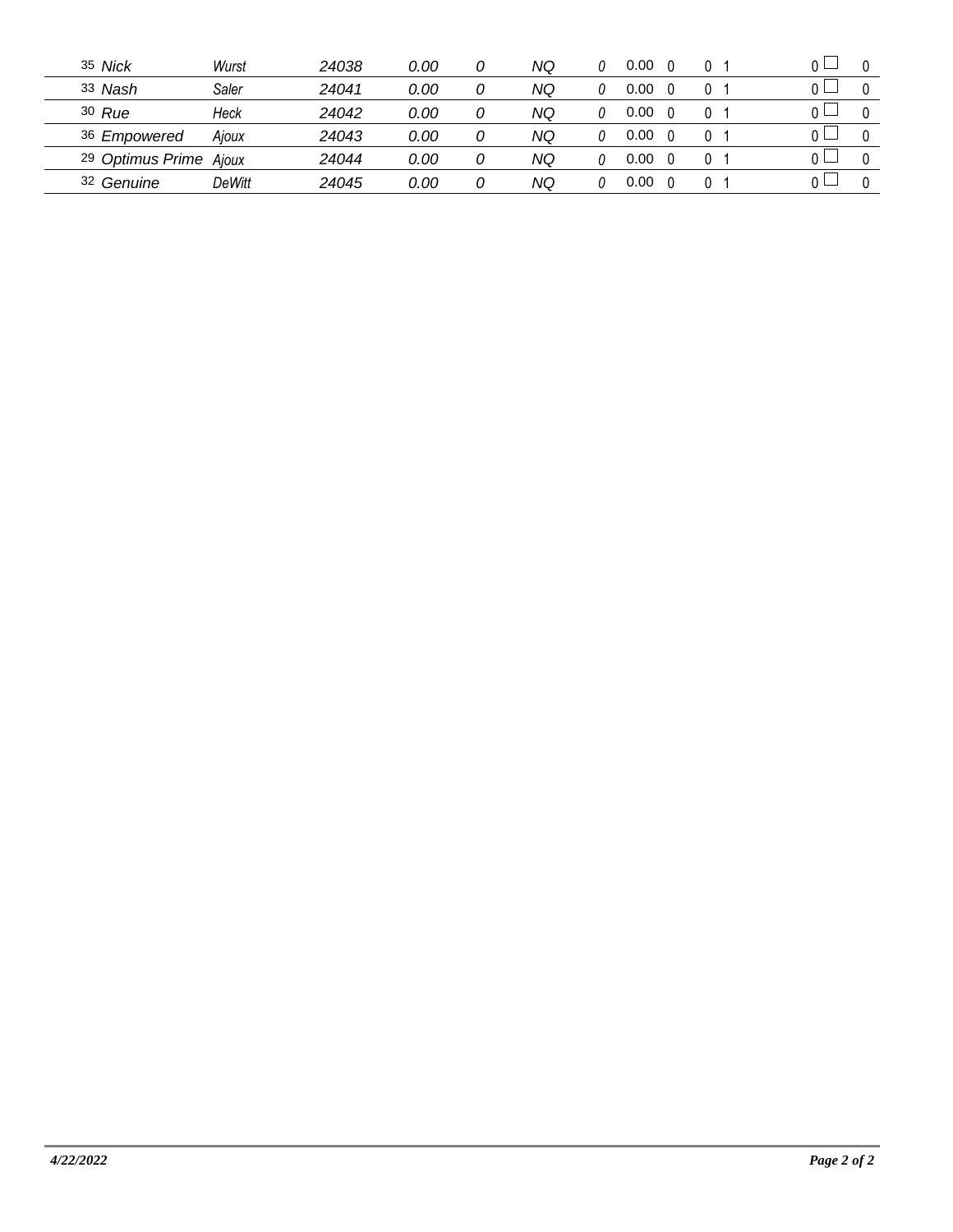| | | | | | | | | | | | | | |
|---|---|---|---|---|---|---|---|---|---|---|---|---|---|
| 35 | *Nick* | *Wurst* | *24038* | *0.00* | *0* | *NQ* | *0* | 0.00 | 0 | 0 | 1 | 0 ☐ | 0 |
| 33 | *Nash* | *Saler* | *24041* | *0.00* | *0* | *NQ* | *0* | 0.00 | 0 | 0 | 1 | 0 ☐ | 0 |
| 30 | *Rue* | *Heck* | *24042* | *0.00* | *0* | *NQ* | *0* | 0.00 | 0 | 0 | 1 | 0 ☐ | 0 |
| 36 | *Empowered* | *Ajoux* | *24043* | *0.00* | *0* | *NQ* | *0* | 0.00 | 0 | 0 | 1 | 0 ☐ | 0 |
| 29 | *Optimus Prime* | *Ajoux* | *24044* | *0.00* | *0* | *NQ* | *0* | 0.00 | 0 | 0 | 1 | 0 ☐ | 0 |
| 32 | *Genuine* | *DeWitt* | *24045* | *0.00* | *0* | *NQ* | *0* | 0.00 | 0 | 0 | 1 | 0 ☐ | 0 |

*4/22/2022*